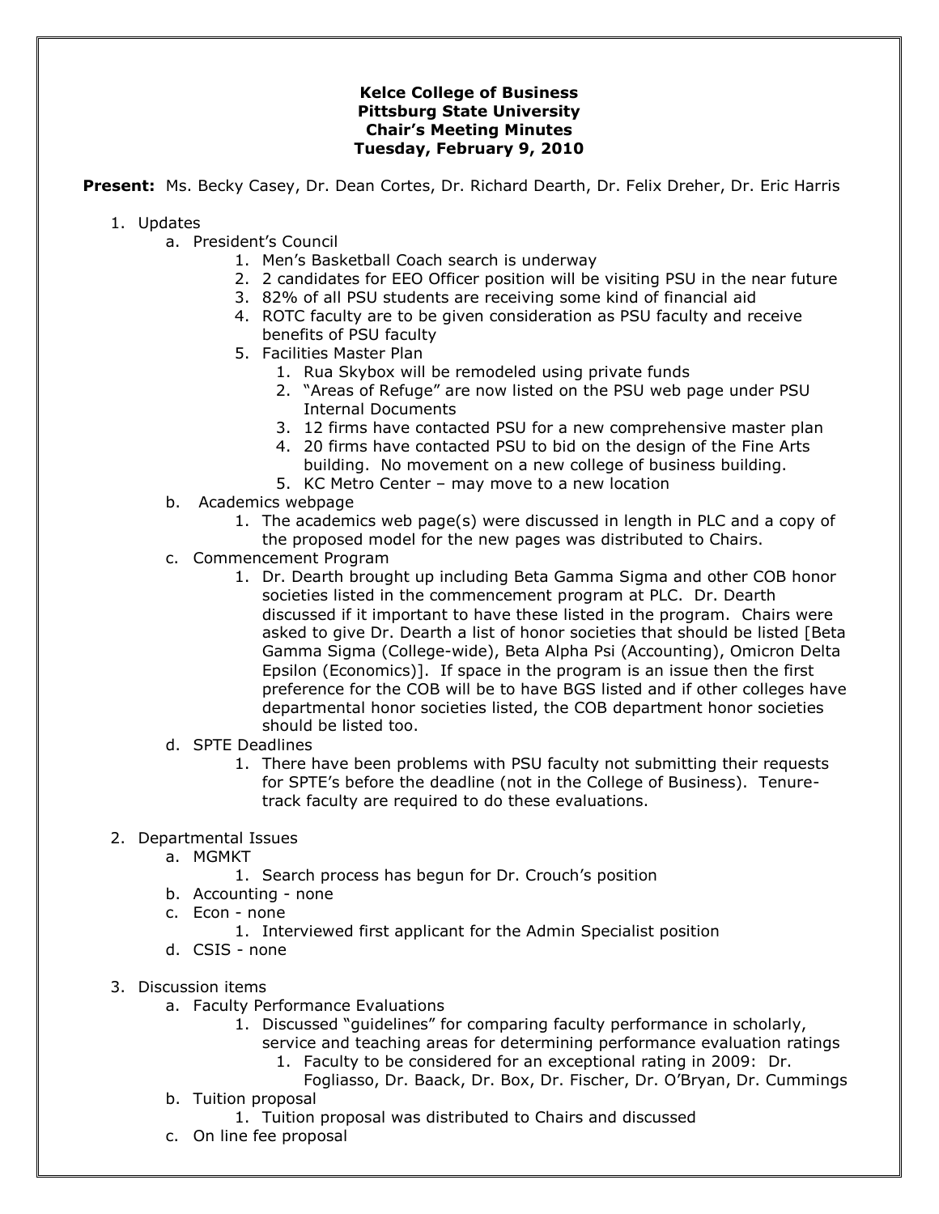**Kelce College of Business**
**Pittsburg State University**
**Chair's Meeting Minutes**
**Tuesday, February 9, 2010**

**Present:** Ms. Becky Casey, Dr. Dean Cortes, Dr. Richard Dearth, Dr. Felix Dreher, Dr. Eric Harris

1. Updates
    a. President's Council
        1. Men's Basketball Coach search is underway
        2. 2 candidates for EEO Officer position will be visiting PSU in the near future
        3. 82% of all PSU students are receiving some kind of financial aid
        4. ROTC faculty are to be given consideration as PSU faculty and receive benefits of PSU faculty
        5. Facilities Master Plan
            1. Rua Skybox will be remodeled using private funds
            2. "Areas of Refuge" are now listed on the PSU web page under PSU Internal Documents
            3. 12 firms have contacted PSU for a new comprehensive master plan
            4. 20 firms have contacted PSU to bid on the design of the Fine Arts building. No movement on a new college of business building.
            5. KC Metro Center – may move to a new location
    b. Academics webpage
        1. The academics web page(s) were discussed in length in PLC and a copy of the proposed model for the new pages was distributed to Chairs.
    c. Commencement Program
        1. Dr. Dearth brought up including Beta Gamma Sigma and other COB honor societies listed in the commencement program at PLC. Dr. Dearth discussed if it important to have these listed in the program. Chairs were asked to give Dr. Dearth a list of honor societies that should be listed [Beta Gamma Sigma (College-wide), Beta Alpha Psi (Accounting), Omicron Delta Epsilon (Economics)]. If space in the program is an issue then the first preference for the COB will be to have BGS listed and if other colleges have departmental honor societies listed, the COB department honor societies should be listed too.
    d. SPTE Deadlines
        1. There have been problems with PSU faculty not submitting their requests for SPTE's before the deadline (not in the College of Business). Tenure-track faculty are required to do these evaluations.

2. Departmental Issues
    a. MGMKT
        1. Search process has begun for Dr. Crouch's position
    b. Accounting - none
    c. Econ - none
        1. Interviewed first applicant for the Admin Specialist position
    d. CSIS - none

3. Discussion items
    a. Faculty Performance Evaluations
        1. Discussed "guidelines" for comparing faculty performance in scholarly, service and teaching areas for determining performance evaluation ratings
            1. Faculty to be considered for an exceptional rating in 2009: Dr. Fogliasso, Dr. Baack, Dr. Box, Dr. Fischer, Dr. O'Bryan, Dr. Cummings
    b. Tuition proposal
        1. Tuition proposal was distributed to Chairs and discussed
    c. On line fee proposal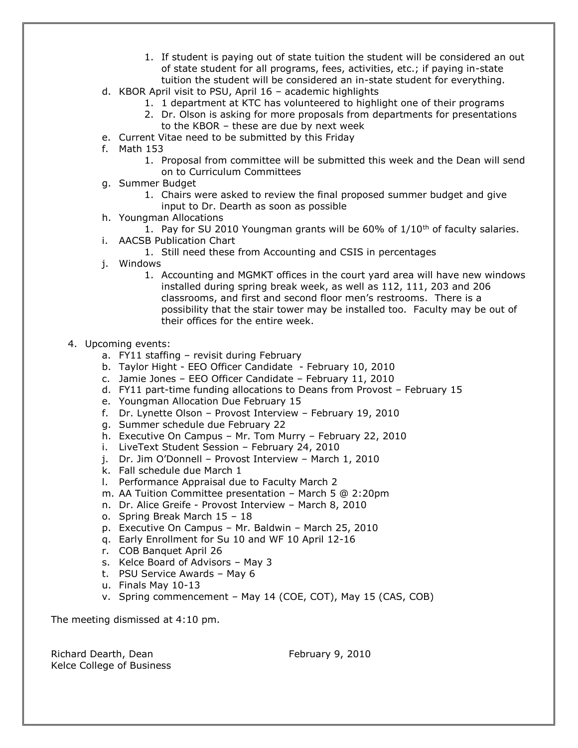1. If student is paying out of state tuition the student will be considered an out of state student for all programs, fees, activities, etc.; if paying in-state tuition the student will be considered an in-state student for everything.

d. KBOR April visit to PSU, April 16 – academic highlights
   1. 1 department at KTC has volunteered to highlight one of their programs
   2. Dr. Olson is asking for more proposals from departments for presentations to the KBOR – these are due by next week

e. Current Vitae need to be submitted by this Friday

f. Math 153
   1. Proposal from committee will be submitted this week and the Dean will send on to Curriculum Committees

g. Summer Budget
   1. Chairs were asked to review the final proposed summer budget and give input to Dr. Dearth as soon as possible

h. Youngman Allocations
   1. Pay for SU 2010 Youngman grants will be 60% of 1/10th of faculty salaries.

i. AACSB Publication Chart
   1. Still need these from Accounting and CSIS in percentages

j. Windows
   1. Accounting and MGMKT offices in the court yard area will have new windows installed during spring break week, as well as 112, 111, 203 and 206 classrooms, and first and second floor men's restrooms. There is a possibility that the stair tower may be installed too. Faculty may be out of their offices for the entire week.

4. Upcoming events:
   a. FY11 staffing – revisit during February
   b. Taylor Hight - EEO Officer Candidate - February 10, 2010
   c. Jamie Jones – EEO Officer Candidate – February 11, 2010
   d. FY11 part-time funding allocations to Deans from Provost – February 15
   e. Youngman Allocation Due February 15
   f. Dr. Lynette Olson – Provost Interview – February 19, 2010
   g. Summer schedule due February 22
   h. Executive On Campus – Mr. Tom Murry – February 22, 2010
   i. LiveText Student Session – February 24, 2010
   j. Dr. Jim O'Donnell – Provost Interview – March 1, 2010
   k. Fall schedule due March 1
   l. Performance Appraisal due to Faculty March 2
   m. AA Tuition Committee presentation – March 5 @ 2:20pm
   n. Dr. Alice Greife - Provost Interview – March 8, 2010
   o. Spring Break March 15 – 18
   p. Executive On Campus – Mr. Baldwin – March 25, 2010
   q. Early Enrollment for Su 10 and WF 10 April 12-16
   r. COB Banquet April 26
   s. Kelce Board of Advisors – May 3
   t. PSU Service Awards – May 6
   u. Finals May 10-13
   v. Spring commencement – May 14 (COE, COT), May 15 (CAS, COB)

The meeting dismissed at 4:10 pm.

Richard Dearth, Dean
Kelce College of Business

February 9, 2010